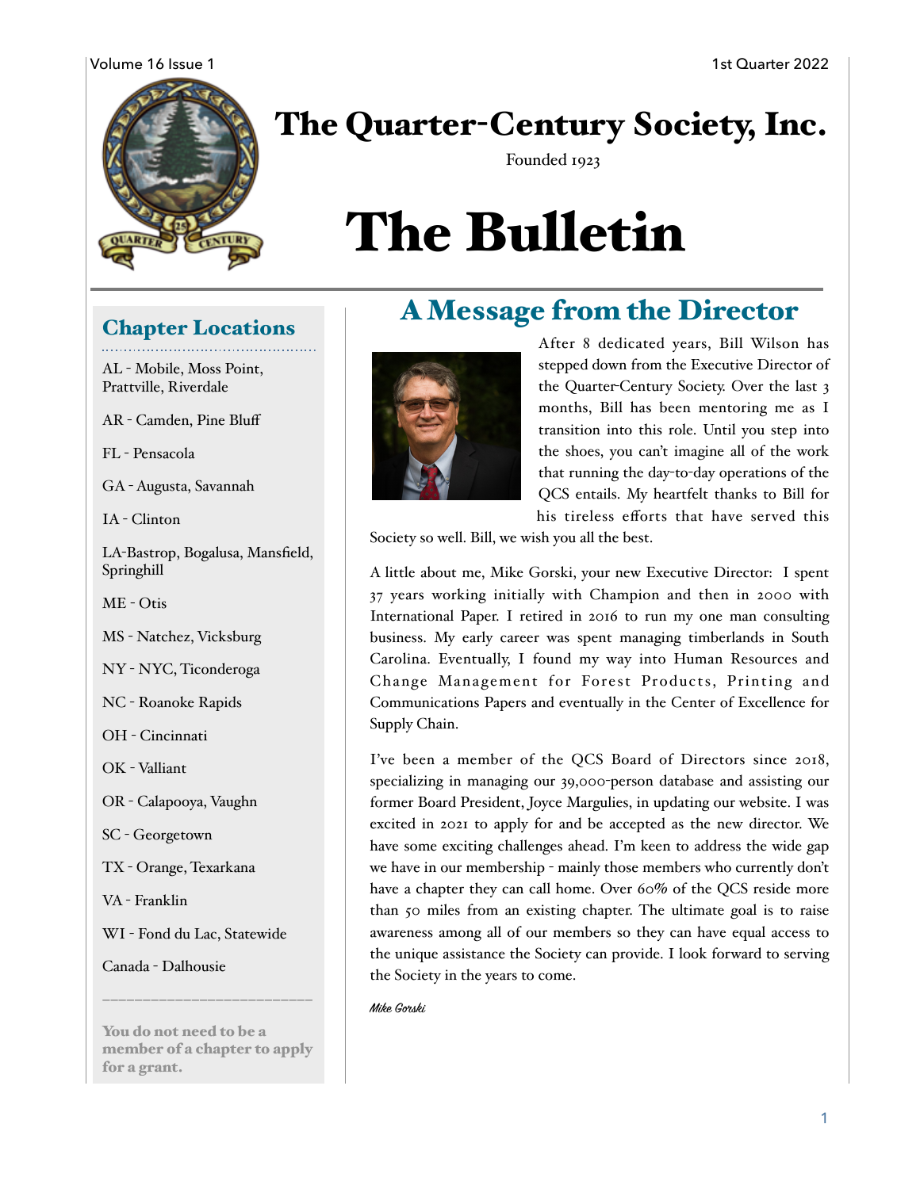# The Quarter-Century Society, Inc.

Founded 1923

# The Bulletin

## Chapter Locations

AL - Mobile, Moss Point, Prattville, Riverdale

AR - Camden, Pine Bluff

FL - Pensacola

GA - Augusta, Savannah

IA - Clinton

LA-Bastrop, Bogalusa, Mansfield, Springhill

ME - Otis

MS - Natchez, Vicksburg

NY - NYC, Ticonderoga

NC - Roanoke Rapids

OH - Cincinnati

OK - Valliant

OR - Calapooya, Vaughn

SC - Georgetown

TX - Orange, Texarkana

VA - Franklin

WI - Fond du Lac, Statewide

Canada - Dalhousie

**You do not need to be a member of a chapter to apply for a grant.**

## A Message from the Director

After 8 dedicated years, Bill Wilson has stepped down from the Executive Director of the Quarter-Century Society. Over the last 3 months, Bill has been mentoring me as I transition into this role. Until you step into the shoes, you can't imagine all of the work that running the day-to-day operations of the QCS entails. My heartfelt thanks to Bill for his tireless efforts that have served this Society so well. Bill, we wish you all the best.

A little about me, Mike Gorski, your new Executive Director: I spent 37 years working initially with Champion and then in 2000 with International Paper. I retired in 2016 to run my one man consulting business. My early career was spent managing timberlands in South Carolina. Eventually, I found my way into Human Resources and Change Management for Forest Products, Printing and Communications Papers and eventually in the Center of Excellence for Supply Chain.

I've been a member of the QCS Board of Directors since 2018, specializing in managing our 39,000-person database and assisting our former Board President, Joyce Margulies, in updating our website. I was excited in 2021 to apply for and be accepted as the new director. We have some exciting challenges ahead. I'm keen to address the wide gap we have in our membership - mainly those members who currently don't have a chapter they can call home. Over 60% of the QCS reside more than 50 miles from an existing chapter. The ultimate goal is to raise awareness among all of our members so they can have equal access to the unique assistance the Society can provide. I look forward to serving the Society in the years to come.

*Mike Gorski*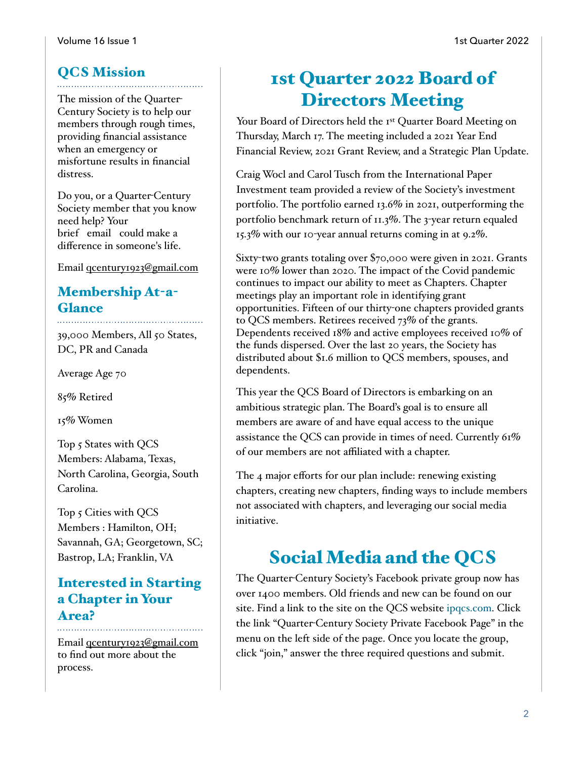## QCS Mission

The mission of the Quarter-Century Society is to help our members through rough times, providing financial assistance when an emergency or misfortune results in financial distress.

Do you, or a Quarter-Century Society member that you know need help? Your brief email could make a difference in someone's life.

Email qcentury1923@gmail.com

## Membership At-a-Glance

39,000 Members, All 50 States, DC, PR and Canada

Average Age 70

85% Retired

15% Women

Top 5 States with QCS Members: Alabama, Texas, North Carolina, Georgia, South Carolina.

Top 5 Cities with QCS Members : Hamilton, OH; Savannah, GA; Georgetown, SC; Bastrop, LA; Franklin, VA

## Interested in Starting a Chapter in Your Area?

Email qcentury1923@gmail.com to find out more about the process.

# 1st Quarter 2022 Board of Directors Meeting

Your Board of Directors held the 1st Quarter Board Meeting on Thursday, March 17. The meeting included a 2021 Year End Financial Review, 2021 Grant Review, and a Strategic Plan Update.

Craig Wocl and Carol Tusch from the International Paper Investment team provided a review of the Society's investment portfolio. The portfolio earned 13.6% in 2021, outperforming the portfolio benchmark return of 11.3%. The 3-year return equaled 15.3% with our 10-year annual returns coming in at 9.2%.

Sixty-two grants totaling over $70,000 were given in 2021. Grants were 10% lower than 2020. The impact of the Covid pandemic continues to impact our ability to meet as Chapters. Chapter meetings play an important role in identifying grant opportunities. Fifteen of our thirty-one chapters provided grants to QCS members. Retirees received 73% of the grants. Dependents received 18% and active employees received 10% of the funds dispersed. Over the last 20 years, the Society has distributed about $1.6 million to QCS members, spouses, and dependents.

This year the QCS Board of Directors is embarking on an ambitious strategic plan. The Board's goal is to ensure all members are aware of and have equal access to the unique assistance the QCS can provide in times of need. Currently 61% of our members are not affiliated with a chapter.

The 4 major efforts for our plan include: renewing existing chapters, creating new chapters, finding ways to include members not associated with chapters, and leveraging our social media initiative.

# Social Media and the QCS

The Quarter-Century Society's Facebook private group now has over 1400 members. Old friends and new can be found on our site. Find a link to the site on the QCS website ipqcs.com. Click the link "Quarter-Century Society Private Facebook Page" in the menu on the left side of the page. Once you locate the group, click "join," answer the three required questions and submit.